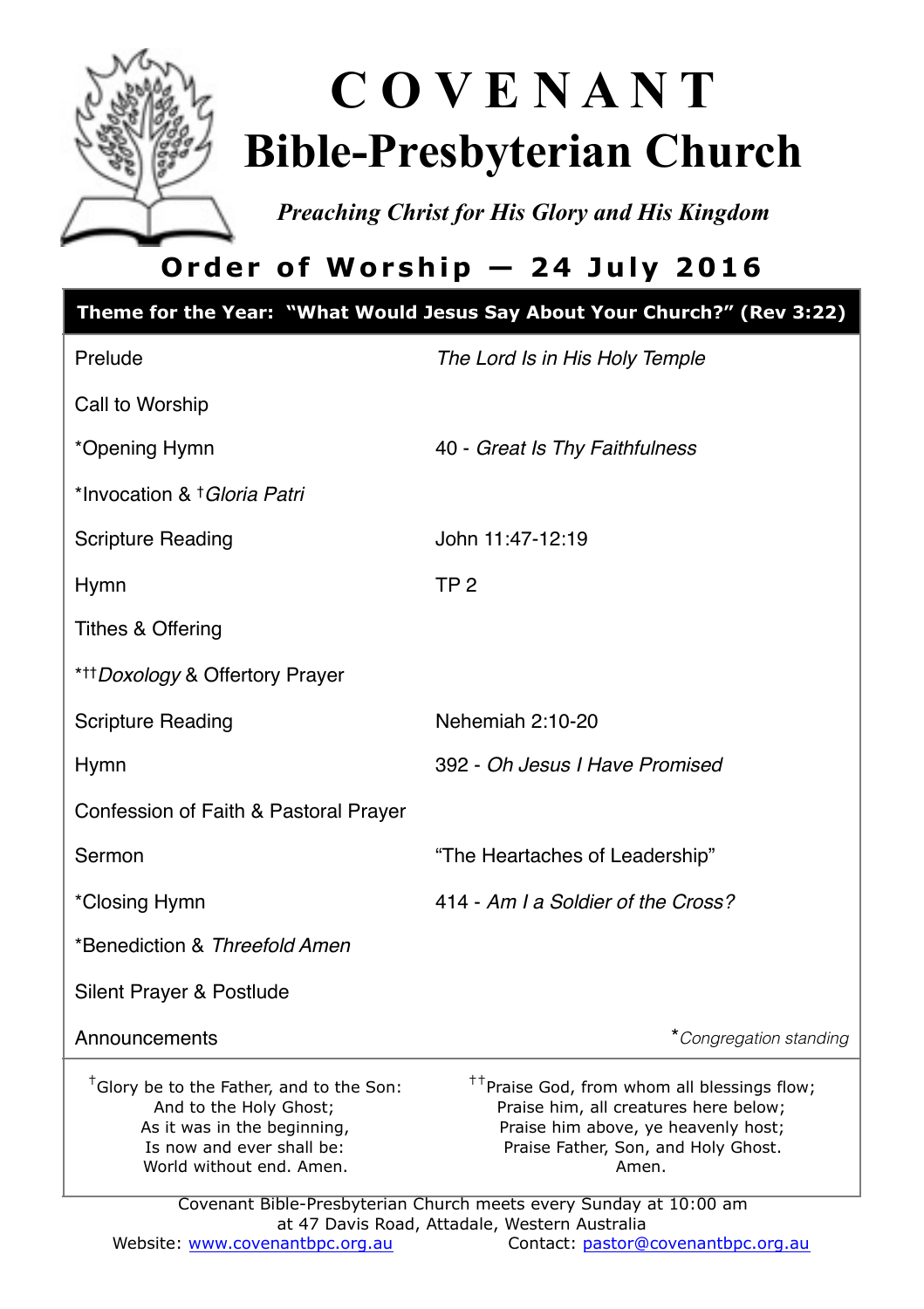# COVENANT
# Bible-Presbyterian Church

*Preaching Christ for His Glory and His Kingdom*

## Order of Worship — 24 July 2016

**Theme for the Year: "What Would Jesus Say About Your Church?" (Rev 3:22)**

| | |
|---|---|
| Prelude | *The Lord Is in His Holy Temple* |
| Call to Worship | |
| *Opening Hymn | 40 - *Great Is Thy Faithfulness* |
| *Invocation & †*Gloria Patri* | |
| Scripture Reading | John 11:47-12:19 |
| Hymn | TP 2 |
| Tithes & Offering | |
| *††*Doxology* & Offertory Prayer | |
| Scripture Reading | Nehemiah 2:10-20 |
| Hymn | 392 - *Oh Jesus I Have Promised* |
| Confession of Faith & Pastoral Prayer | |
| Sermon | "The Heartaches of Leadership" |
| *Closing Hymn | 414 - *Am I a Soldier of the Cross?* |
| *Benediction & *Threefold Amen* | |
| Silent Prayer & Postlude | |
| Announcements | **Congregation standing* |

†Glory be to the Father, and to the Son:
And to the Holy Ghost;
As it was in the beginning,
Is now and ever shall be:
World without end. Amen.

††Praise God, from whom all blessings flow;
Praise him, all creatures here below;
Praise him above, ye heavenly host;
Praise Father, Son, and Holy Ghost.
Amen.

Covenant Bible-Presbyterian Church meets every Sunday at 10:00 am
at 47 Davis Road, Attadale, Western Australia

Website: www.covenantbpc.org.au Contact: pastor@covenantbpc.org.au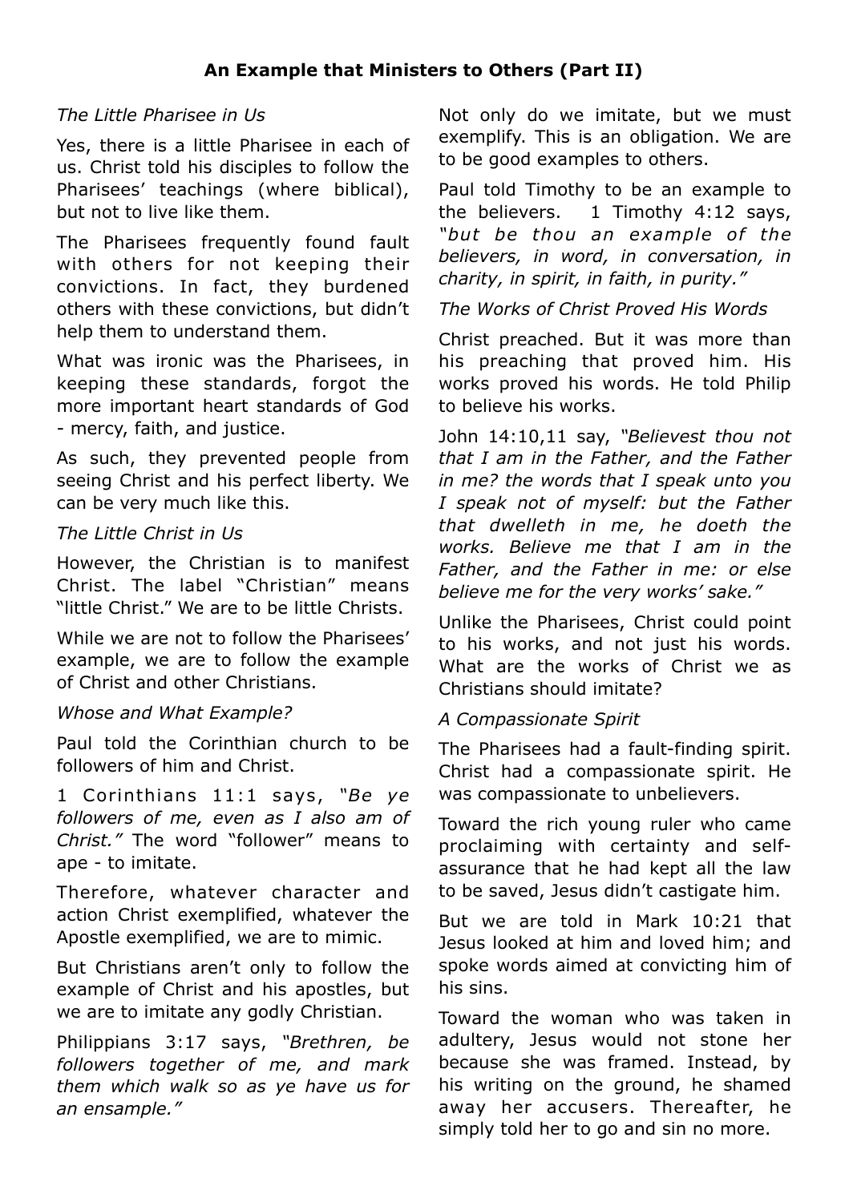## An Example that Ministers to Others (Part II)

*The Little Pharisee in Us*

Yes, there is a little Pharisee in each of us. Christ told his disciples to follow the Pharisees' teachings (where biblical), but not to live like them.

The Pharisees frequently found fault with others for not keeping their convictions. In fact, they burdened others with these convictions, but didn't help them to understand them.

What was ironic was the Pharisees, in keeping these standards, forgot the more important heart standards of God - mercy, faith, and justice.

As such, they prevented people from seeing Christ and his perfect liberty. We can be very much like this.

*The Little Christ in Us*

However, the Christian is to manifest Christ. The label "Christian" means "little Christ." We are to be little Christs.

While we are not to follow the Pharisees' example, we are to follow the example of Christ and other Christians.

*Whose and What Example?*

Paul told the Corinthian church to be followers of him and Christ.

1 Corinthians 11:1 says, *"Be ye followers of me, even as I also am of Christ."* The word "follower" means to ape - to imitate.

Therefore, whatever character and action Christ exemplified, whatever the Apostle exemplified, we are to mimic.

But Christians aren't only to follow the example of Christ and his apostles, but we are to imitate any godly Christian.

Philippians 3:17 says, *"Brethren, be followers together of me, and mark them which walk so as ye have us for an ensample."*

Not only do we imitate, but we must exemplify. This is an obligation. We are to be good examples to others.

Paul told Timothy to be an example to the believers. 1 Timothy 4:12 says, *"but be thou an example of the believers, in word, in conversation, in charity, in spirit, in faith, in purity."*

*The Works of Christ Proved His Words*

Christ preached. But it was more than his preaching that proved him. His works proved his words. He told Philip to believe his works.

John 14:10,11 say, *"Believest thou not that I am in the Father, and the Father in me? the words that I speak unto you I speak not of myself: but the Father that dwelleth in me, he doeth the works. Believe me that I am in the Father, and the Father in me: or else believe me for the very works' sake."*

Unlike the Pharisees, Christ could point to his works, and not just his words. What are the works of Christ we as Christians should imitate?

*A Compassionate Spirit*

The Pharisees had a fault-finding spirit. Christ had a compassionate spirit. He was compassionate to unbelievers.

Toward the rich young ruler who came proclaiming with certainty and self-assurance that he had kept all the law to be saved, Jesus didn't castigate him.

But we are told in Mark 10:21 that Jesus looked at him and loved him; and spoke words aimed at convicting him of his sins.

Toward the woman who was taken in adultery, Jesus would not stone her because she was framed. Instead, by his writing on the ground, he shamed away her accusers. Thereafter, he simply told her to go and sin no more.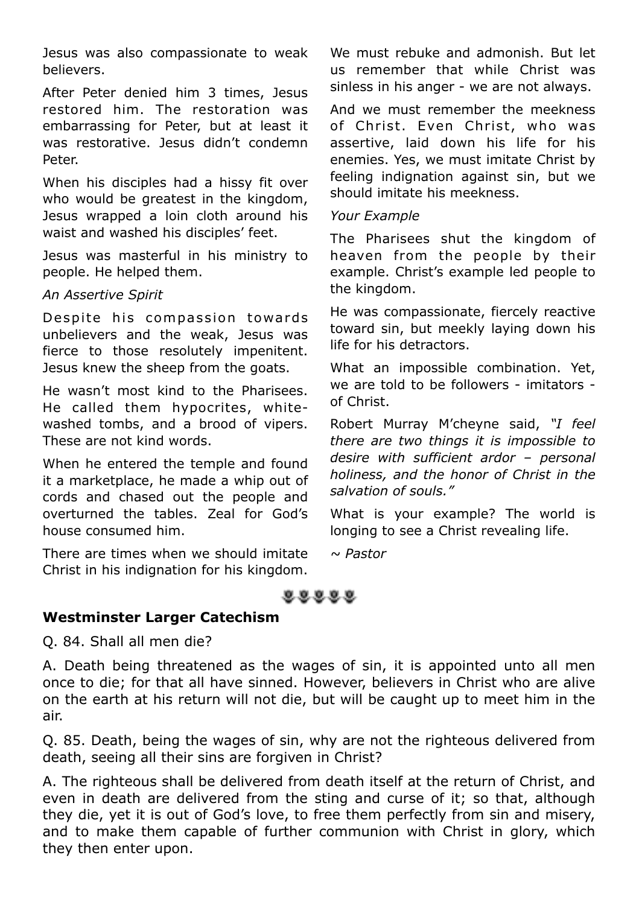Jesus was also compassionate to weak believers.

After Peter denied him 3 times, Jesus restored him. The restoration was embarrassing for Peter, but at least it was restorative. Jesus didn't condemn Peter.

When his disciples had a hissy fit over who would be greatest in the kingdom, Jesus wrapped a loin cloth around his waist and washed his disciples' feet.

Jesus was masterful in his ministry to people. He helped them.

*An Assertive Spirit*

Despite his compassion towards unbelievers and the weak, Jesus was fierce to those resolutely impenitent. Jesus knew the sheep from the goats.

He wasn't most kind to the Pharisees. He called them hypocrites, white-washed tombs, and a brood of vipers. These are not kind words.

When he entered the temple and found it a marketplace, he made a whip out of cords and chased out the people and overturned the tables. Zeal for God's house consumed him.

There are times when we should imitate Christ in his indignation for his kingdom. We must rebuke and admonish. But let us remember that while Christ was sinless in his anger - we are not always.

And we must remember the meekness of Christ. Even Christ, who was assertive, laid down his life for his enemies. Yes, we must imitate Christ by feeling indignation against sin, but we should imitate his meekness.

*Your Example*

The Pharisees shut the kingdom of heaven from the people by their example. Christ's example led people to the kingdom.

He was compassionate, fiercely reactive toward sin, but meekly laying down his life for his detractors.

What an impossible combination. Yet, we are told to be followers - imitators - of Christ.

Robert Murray M'cheyne said, *"I feel there are two things it is impossible to desire with sufficient ardor – personal holiness, and the honor of Christ in the salvation of souls."*

What is your example? The world is longing to see a Christ revealing life.

*~ Pastor*

## Westminster Larger Catechism

Q. 84. Shall all men die?

A. Death being threatened as the wages of sin, it is appointed unto all men once to die; for that all have sinned. However, believers in Christ who are alive on the earth at his return will not die, but will be caught up to meet him in the air.

Q. 85. Death, being the wages of sin, why are not the righteous delivered from death, seeing all their sins are forgiven in Christ?

A. The righteous shall be delivered from death itself at the return of Christ, and even in death are delivered from the sting and curse of it; so that, although they die, yet it is out of God's love, to free them perfectly from sin and misery, and to make them capable of further communion with Christ in glory, which they then enter upon.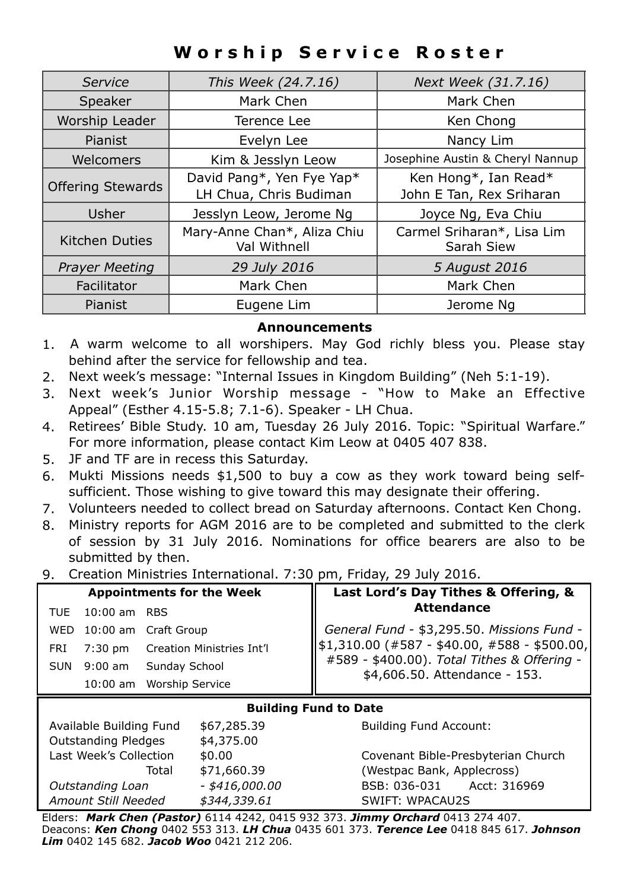# Worship Service Roster

| *Service* | *This Week (24.7.16)* | *Next Week (31.7.16)* |
|---|---|---|
| Speaker | Mark Chen | Mark Chen |
| Worship Leader | Terence Lee | Ken Chong |
| Pianist | Evelyn Lee | Nancy Lim |
| Welcomers | Kim & Jesslyn Leow | Josephine Austin & Cheryl Nannup |
| Offering Stewards | David Pang*, Yen Fye Yap* LH Chua, Chris Budiman | Ken Hong*, Ian Read* John E Tan, Rex Sriharan |
| Usher | Jesslyn Leow, Jerome Ng | Joyce Ng, Eva Chiu |
| Kitchen Duties | Mary-Anne Chan*, Aliza Chiu Val Withnell | Carmel Sriharan*, Lisa Lim Sarah Siew |
| *Prayer Meeting* | *29 July 2016* | *5 August 2016* |
| Facilitator | Mark Chen | Mark Chen |
| Pianist | Eugene Lim | Jerome Ng |

## Announcements

1. A warm welcome to all worshipers. May God richly bless you. Please stay behind after the service for fellowship and tea.
2. Next week's message: "Internal Issues in Kingdom Building" (Neh 5:1-19).
3. Next week's Junior Worship message - "How to Make an Effective Appeal" (Esther 4.15-5.8; 7.1-6). Speaker - LH Chua.
4. Retirees' Bible Study. 10 am, Tuesday 26 July 2016. Topic: "Spiritual Warfare." For more information, please contact Kim Leow at 0405 407 838.
5. JF and TF are in recess this Saturday.
6. Mukti Missions needs $1,500 to buy a cow as they work toward being self-sufficient. Those wishing to give toward this may designate their offering.
7. Volunteers needed to collect bread on Saturday afternoons. Contact Ken Chong.
8. Ministry reports for AGM 2016 are to be completed and submitted to the clerk of session by 31 July 2016. Nominations for office bearers are also to be submitted by then.
9. Creation Ministries International. 7:30 pm, Friday, 29 July 2016.

### Appointments for the Week

| | | |
|---|---|---|
| TUE | 10:00 am | RBS |
| WED | 10:00 am | Craft Group |
| FRI | 7:30 pm | Creation Ministries Int'l |
| SUN | 9:00 am | Sunday School |
| | 10:00 am | Worship Service |

### Last Lord's Day Tithes & Offering, & Attendance

*General Fund* - $3,295.50. *Missions Fund* - $1,310.00 (#587 - $40.00, #588 - $500.00, #589 - $400.00). *Total Tithes & Offering* - $4,606.50. Attendance - 153.

### Building Fund to Date

| | |
|---|---|
| Available Building Fund | $67,285.39 |
| Outstanding Pledges | $4,375.00 |
| Last Week's Collection | $0.00 |
| Total | $71,660.39 |
| *Outstanding Loan* | *- $416,000.00* |
| *Amount Still Needed* | *$344,339.61* |

Building Fund Account:

Covenant Bible-Presbyterian Church
(Westpac Bank, Applecross)
BSB: 036-031 Acct: 316969
SWIFT: WPACAU2S

Elders: ***Mark Chen (Pastor)*** 6114 4242, 0415 932 373. ***Jimmy Orchard*** 0413 274 407.
Deacons: ***Ken Chong*** 0402 553 313. ***LH Chua*** 0435 601 373. ***Terence Lee*** 0418 845 617. ***Johnson Lim*** 0402 145 682. ***Jacob Woo*** 0421 212 206.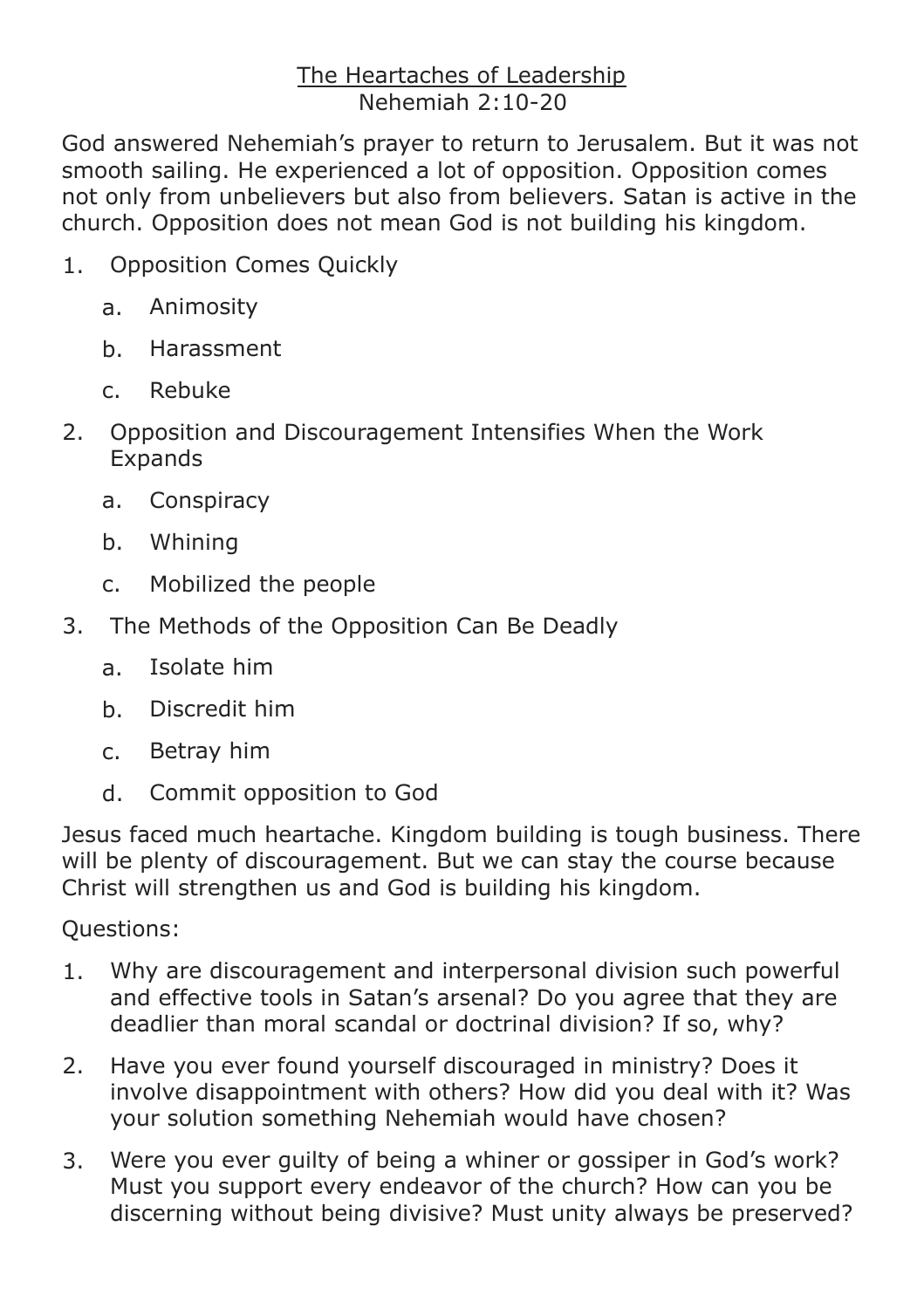# The Heartaches of Leadership

## Nehemiah 2:10-20

God answered Nehemiah's prayer to return to Jerusalem. But it was not smooth sailing. He experienced a lot of opposition. Opposition comes not only from unbelievers but also from believers. Satan is active in the church. Opposition does not mean God is not building his kingdom.

1. Opposition Comes Quickly
   a. Animosity
   b. Harassment
   c. Rebuke
2. Opposition and Discouragement Intensifies When the Work Expands
   a. Conspiracy
   b. Whining
   c. Mobilized the people
3. The Methods of the Opposition Can Be Deadly
   a. Isolate him
   b. Discredit him
   c. Betray him
   d. Commit opposition to God

Jesus faced much heartache. Kingdom building is tough business. There will be plenty of discouragement. But we can stay the course because Christ will strengthen us and God is building his kingdom.

Questions:

1. Why are discouragement and interpersonal division such powerful and effective tools in Satan's arsenal? Do you agree that they are deadlier than moral scandal or doctrinal division? If so, why?
2. Have you ever found yourself discouraged in ministry? Does it involve disappointment with others? How did you deal with it? Was your solution something Nehemiah would have chosen?
3. Were you ever guilty of being a whiner or gossiper in God's work? Must you support every endeavor of the church? How can you be discerning without being divisive? Must unity always be preserved?